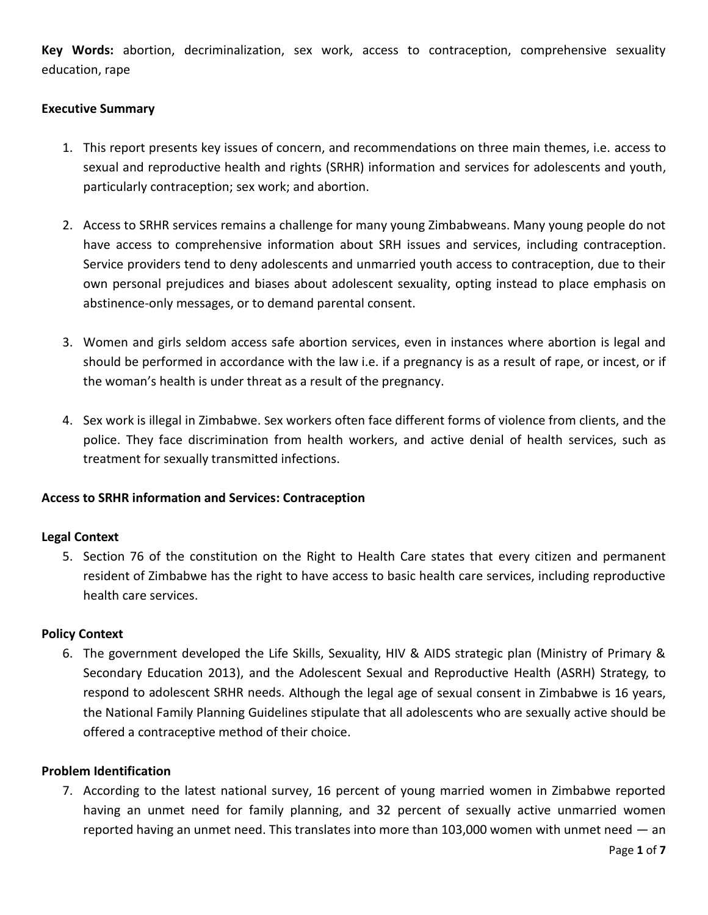**Key Words:** abortion, decriminalization, sex work, access to contraception, comprehensive sexuality education, rape

**Executive Summary**

1. This report presents key issues of concern, and recommendations on three main themes, i.e. access to sexual and reproductive health and rights (SRHR) information and services for adolescents and youth, particularly contraception; sex work; and abortion.

2. Access to SRHR services remains a challenge for many young Zimbabweans. Many young people do not have access to comprehensive information about SRH issues and services, including contraception. Service providers tend to deny adolescents and unmarried youth access to contraception, due to their own personal prejudices and biases about adolescent sexuality, opting instead to place emphasis on abstinence-only messages, or to demand parental consent.

3. Women and girls seldom access safe abortion services, even in instances where abortion is legal and should be performed in accordance with the law i.e. if a pregnancy is as a result of rape, or incest, or if the woman's health is under threat as a result of the pregnancy.

4. Sex work is illegal in Zimbabwe. Sex workers often face different forms of violence from clients, and the police. They face discrimination from health workers, and active denial of health services, such as treatment for sexually transmitted infections.

**Access to SRHR information and Services: Contraception**

**Legal Context**

5. Section 76 of the constitution on the Right to Health Care states that every citizen and permanent resident of Zimbabwe has the right to have access to basic health care services, including reproductive health care services.

**Policy Context**

6. The government developed the Life Skills, Sexuality, HIV & AIDS strategic plan (Ministry of Primary & Secondary Education 2013), and the Adolescent Sexual and Reproductive Health (ASRH) Strategy, to respond to adolescent SRHR needs. Although the legal age of sexual consent in Zimbabwe is 16 years, the National Family Planning Guidelines stipulate that all adolescents who are sexually active should be offered a contraceptive method of their choice.

**Problem Identification**

7. According to the latest national survey, 16 percent of young married women in Zimbabwe reported having an unmet need for family planning, and 32 percent of sexually active unmarried women reported having an unmet need. This translates into more than 103,000 women with unmet need — an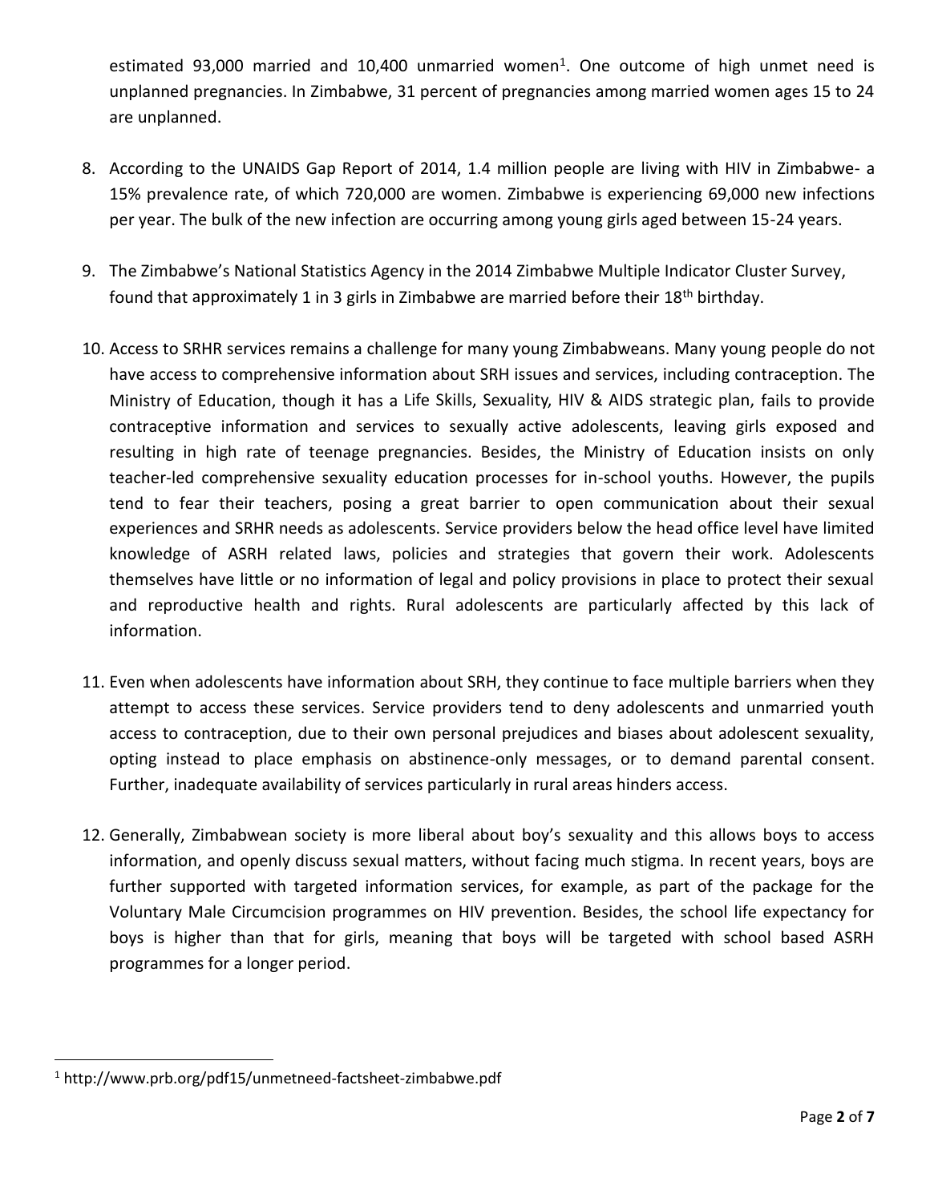estimated 93,000 married and 10,400 unmarried women[1]. One outcome of high unmet need is unplanned pregnancies. In Zimbabwe, 31 percent of pregnancies among married women ages 15 to 24 are unplanned.

8. According to the UNAIDS Gap Report of 2014, 1.4 million people are living with HIV in Zimbabwe- a 15% prevalence rate, of which 720,000 are women. Zimbabwe is experiencing 69,000 new infections per year. The bulk of the new infection are occurring among young girls aged between 15-24 years.

9. The Zimbabwe's National Statistics Agency in the 2014 Zimbabwe Multiple Indicator Cluster Survey, found that approximately 1 in 3 girls in Zimbabwe are married before their 18th birthday.

10. Access to SRHR services remains a challenge for many young Zimbabweans. Many young people do not have access to comprehensive information about SRH issues and services, including contraception. The Ministry of Education, though it has a Life Skills, Sexuality, HIV & AIDS strategic plan, fails to provide contraceptive information and services to sexually active adolescents, leaving girls exposed and resulting in high rate of teenage pregnancies. Besides, the Ministry of Education insists on only teacher-led comprehensive sexuality education processes for in-school youths. However, the pupils tend to fear their teachers, posing a great barrier to open communication about their sexual experiences and SRHR needs as adolescents. Service providers below the head office level have limited knowledge of ASRH related laws, policies and strategies that govern their work. Adolescents themselves have little or no information of legal and policy provisions in place to protect their sexual and reproductive health and rights. Rural adolescents are particularly affected by this lack of information.

11. Even when adolescents have information about SRH, they continue to face multiple barriers when they attempt to access these services. Service providers tend to deny adolescents and unmarried youth access to contraception, due to their own personal prejudices and biases about adolescent sexuality, opting instead to place emphasis on abstinence-only messages, or to demand parental consent. Further, inadequate availability of services particularly in rural areas hinders access.

12. Generally, Zimbabwean society is more liberal about boy's sexuality and this allows boys to access information, and openly discuss sexual matters, without facing much stigma. In recent years, boys are further supported with targeted information services, for example, as part of the package for the Voluntary Male Circumcision programmes on HIV prevention. Besides, the school life expectancy for boys is higher than that for girls, meaning that boys will be targeted with school based ASRH programmes for a longer period.

[1] http://www.prb.org/pdf15/unmetneed-factsheet-zimbabwe.pdf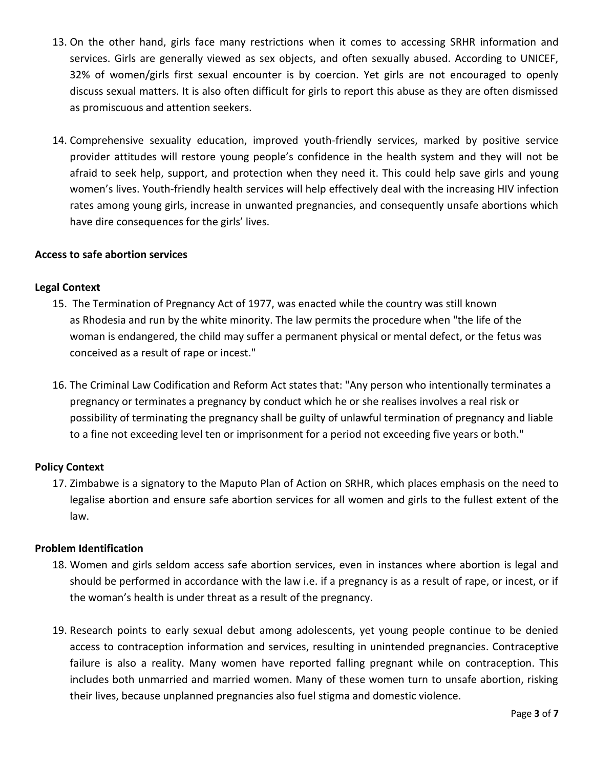13. On the other hand, girls face many restrictions when it comes to accessing SRHR information and services. Girls are generally viewed as sex objects, and often sexually abused. According to UNICEF, 32% of women/girls first sexual encounter is by coercion. Yet girls are not encouraged to openly discuss sexual matters. It is also often difficult for girls to report this abuse as they are often dismissed as promiscuous and attention seekers.

14. Comprehensive sexuality education, improved youth-friendly services, marked by positive service provider attitudes will restore young people's confidence in the health system and they will not be afraid to seek help, support, and protection when they need it. This could help save girls and young women's lives. Youth-friendly health services will help effectively deal with the increasing HIV infection rates among young girls, increase in unwanted pregnancies, and consequently unsafe abortions which have dire consequences for the girls' lives.

**Access to safe abortion services**

**Legal Context**

15. The Termination of Pregnancy Act of 1977, was enacted while the country was still known as Rhodesia and run by the white minority. The law permits the procedure when "the life of the woman is endangered, the child may suffer a permanent physical or mental defect, or the fetus was conceived as a result of rape or incest."

16. The Criminal Law Codification and Reform Act states that: "Any person who intentionally terminates a pregnancy or terminates a pregnancy by conduct which he or she realises involves a real risk or possibility of terminating the pregnancy shall be guilty of unlawful termination of pregnancy and liable to a fine not exceeding level ten or imprisonment for a period not exceeding five years or both."

**Policy Context**

17. Zimbabwe is a signatory to the Maputo Plan of Action on SRHR, which places emphasis on the need to legalise abortion and ensure safe abortion services for all women and girls to the fullest extent of the law.

**Problem Identification**

18. Women and girls seldom access safe abortion services, even in instances where abortion is legal and should be performed in accordance with the law i.e. if a pregnancy is as a result of rape, or incest, or if the woman's health is under threat as a result of the pregnancy.

19. Research points to early sexual debut among adolescents, yet young people continue to be denied access to contraception information and services, resulting in unintended pregnancies. Contraceptive failure is also a reality. Many women have reported falling pregnant while on contraception. This includes both unmarried and married women. Many of these women turn to unsafe abortion, risking their lives, because unplanned pregnancies also fuel stigma and domestic violence.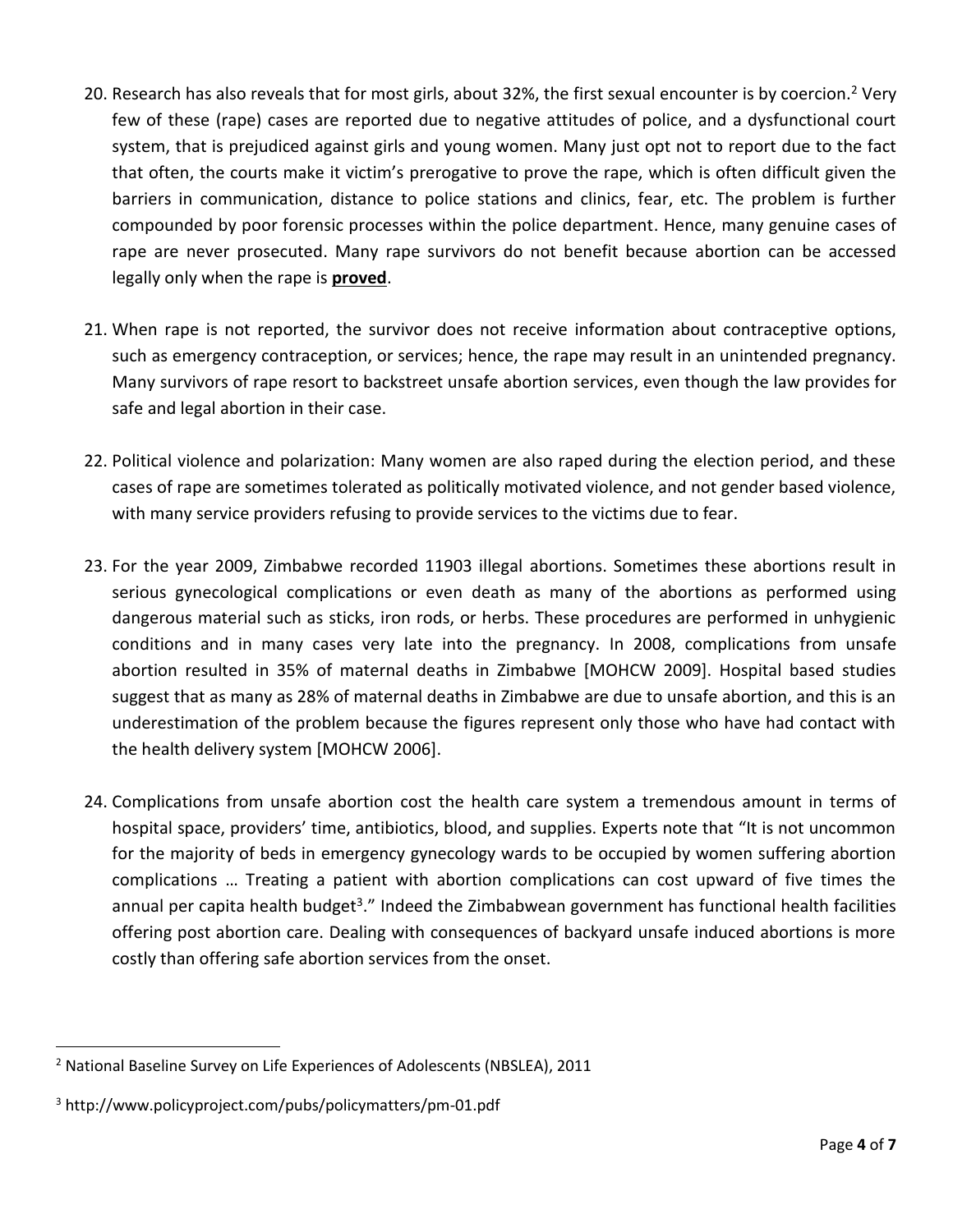20. Research has also reveals that for most girls, about 32%, the first sexual encounter is by coercion.[2] Very few of these (rape) cases are reported due to negative attitudes of police, and a dysfunctional court system, that is prejudiced against girls and young women. Many just opt not to report due to the fact that often, the courts make it victim's prerogative to prove the rape, which is often difficult given the barriers in communication, distance to police stations and clinics, fear, etc. The problem is further compounded by poor forensic processes within the police department. Hence, many genuine cases of rape are never prosecuted. Many rape survivors do not benefit because abortion can be accessed legally only when the rape is **proved**.

21. When rape is not reported, the survivor does not receive information about contraceptive options, such as emergency contraception, or services; hence, the rape may result in an unintended pregnancy. Many survivors of rape resort to backstreet unsafe abortion services, even though the law provides for safe and legal abortion in their case.

22. Political violence and polarization: Many women are also raped during the election period, and these cases of rape are sometimes tolerated as politically motivated violence, and not gender based violence, with many service providers refusing to provide services to the victims due to fear.

23. For the year 2009, Zimbabwe recorded 11903 illegal abortions. Sometimes these abortions result in serious gynecological complications or even death as many of the abortions as performed using dangerous material such as sticks, iron rods, or herbs. These procedures are performed in unhygienic conditions and in many cases very late into the pregnancy. In 2008, complications from unsafe abortion resulted in 35% of maternal deaths in Zimbabwe [MOHCW 2009]. Hospital based studies suggest that as many as 28% of maternal deaths in Zimbabwe are due to unsafe abortion, and this is an underestimation of the problem because the figures represent only those who have had contact with the health delivery system [MOHCW 2006].

24. Complications from unsafe abortion cost the health care system a tremendous amount in terms of hospital space, providers' time, antibiotics, blood, and supplies. Experts note that "It is not uncommon for the majority of beds in emergency gynecology wards to be occupied by women suffering abortion complications … Treating a patient with abortion complications can cost upward of five times the annual per capita health budget[3]." Indeed the Zimbabwean government has functional health facilities offering post abortion care. Dealing with consequences of backyard unsafe induced abortions is more costly than offering safe abortion services from the onset.

---

[2] National Baseline Survey on Life Experiences of Adolescents (NBSLEA), 2011

[3] http://www.policyproject.com/pubs/policymatters/pm-01.pdf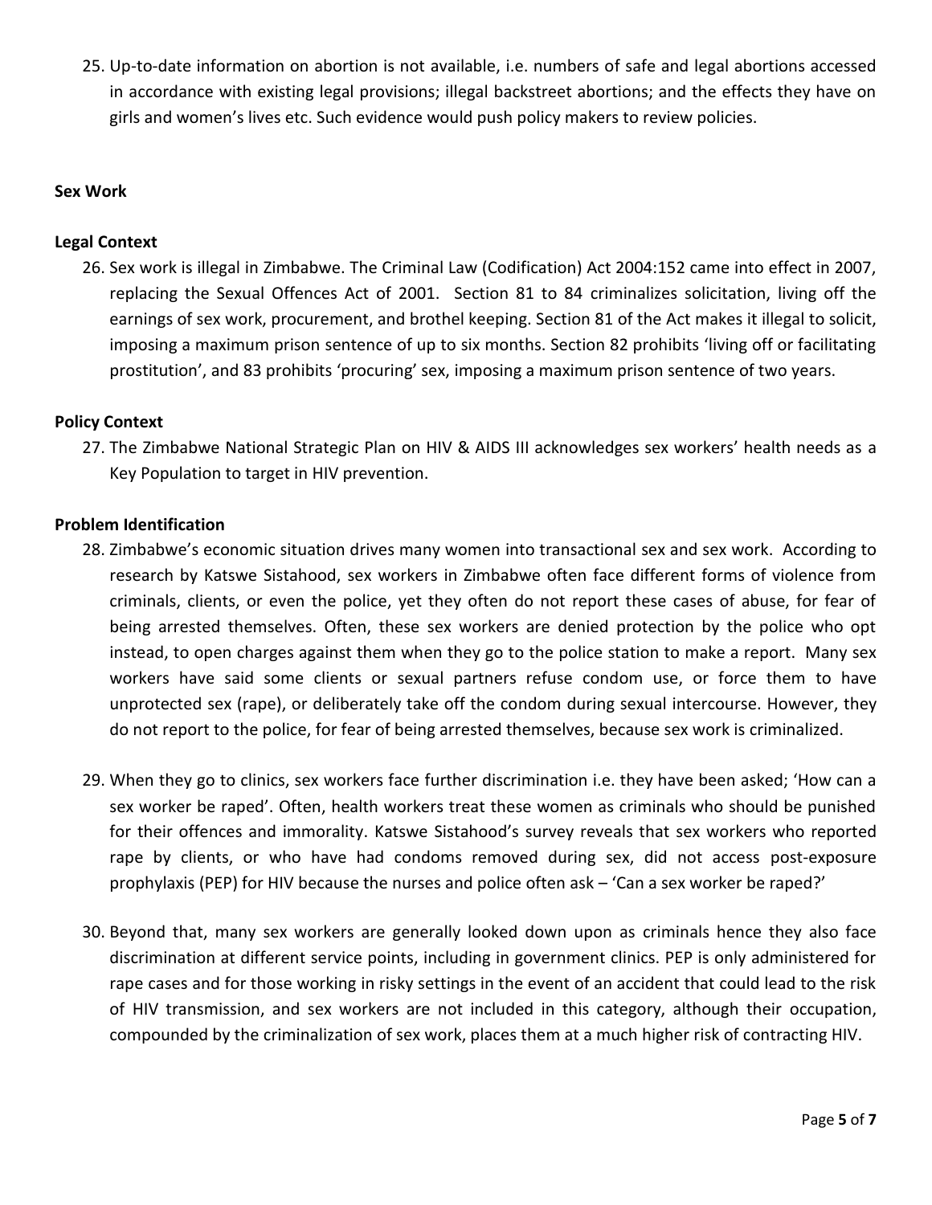25. Up-to-date information on abortion is not available, i.e. numbers of safe and legal abortions accessed in accordance with existing legal provisions; illegal backstreet abortions; and the effects they have on girls and women's lives etc. Such evidence would push policy makers to review policies.

**Sex Work**

**Legal Context**

26. Sex work is illegal in Zimbabwe. The Criminal Law (Codification) Act 2004:152 came into effect in 2007, replacing the Sexual Offences Act of 2001. Section 81 to 84 criminalizes solicitation, living off the earnings of sex work, procurement, and brothel keeping. Section 81 of the Act makes it illegal to solicit, imposing a maximum prison sentence of up to six months. Section 82 prohibits 'living off or facilitating prostitution', and 83 prohibits 'procuring' sex, imposing a maximum prison sentence of two years.

**Policy Context**

27. The Zimbabwe National Strategic Plan on HIV & AIDS III acknowledges sex workers' health needs as a Key Population to target in HIV prevention.

**Problem Identification**

28. Zimbabwe's economic situation drives many women into transactional sex and sex work. According to research by Katswe Sistahood, sex workers in Zimbabwe often face different forms of violence from criminals, clients, or even the police, yet they often do not report these cases of abuse, for fear of being arrested themselves. Often, these sex workers are denied protection by the police who opt instead, to open charges against them when they go to the police station to make a report. Many sex workers have said some clients or sexual partners refuse condom use, or force them to have unprotected sex (rape), or deliberately take off the condom during sexual intercourse. However, they do not report to the police, for fear of being arrested themselves, because sex work is criminalized.

29. When they go to clinics, sex workers face further discrimination i.e. they have been asked; 'How can a sex worker be raped'. Often, health workers treat these women as criminals who should be punished for their offences and immorality. Katswe Sistahood's survey reveals that sex workers who reported rape by clients, or who have had condoms removed during sex, did not access post-exposure prophylaxis (PEP) for HIV because the nurses and police often ask – 'Can a sex worker be raped?'

30. Beyond that, many sex workers are generally looked down upon as criminals hence they also face discrimination at different service points, including in government clinics. PEP is only administered for rape cases and for those working in risky settings in the event of an accident that could lead to the risk of HIV transmission, and sex workers are not included in this category, although their occupation, compounded by the criminalization of sex work, places them at a much higher risk of contracting HIV.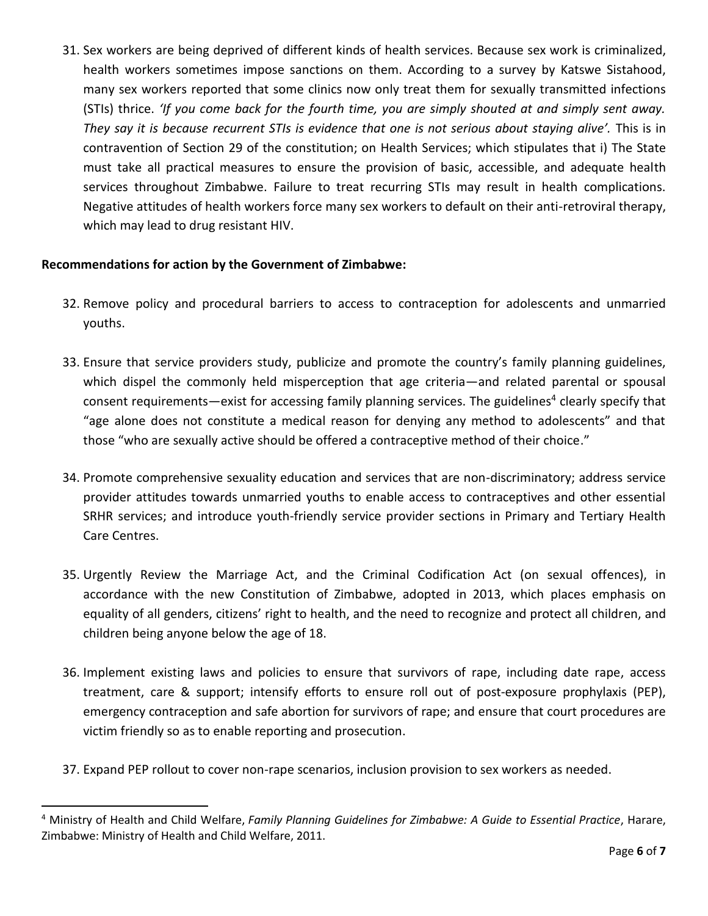31. Sex workers are being deprived of different kinds of health services. Because sex work is criminalized, health workers sometimes impose sanctions on them. According to a survey by Katswe Sistahood, many sex workers reported that some clinics now only treat them for sexually transmitted infections (STIs) thrice. *'If you come back for the fourth time, you are simply shouted at and simply sent away. They say it is because recurrent STIs is evidence that one is not serious about staying alive'.* This is in contravention of Section 29 of the constitution; on Health Services; which stipulates that i) The State must take all practical measures to ensure the provision of basic, accessible, and adequate health services throughout Zimbabwe. Failure to treat recurring STIs may result in health complications. Negative attitudes of health workers force many sex workers to default on their anti-retroviral therapy, which may lead to drug resistant HIV.

**Recommendations for action by the Government of Zimbabwe:**

32. Remove policy and procedural barriers to access to contraception for adolescents and unmarried youths.

33. Ensure that service providers study, publicize and promote the country's family planning guidelines, which dispel the commonly held misperception that age criteria—and related parental or spousal consent requirements—exist for accessing family planning services. The guidelines[4] clearly specify that "age alone does not constitute a medical reason for denying any method to adolescents" and that those "who are sexually active should be offered a contraceptive method of their choice."

34. Promote comprehensive sexuality education and services that are non-discriminatory; address service provider attitudes towards unmarried youths to enable access to contraceptives and other essential SRHR services; and introduce youth-friendly service provider sections in Primary and Tertiary Health Care Centres.

35. Urgently Review the Marriage Act, and the Criminal Codification Act (on sexual offences), in accordance with the new Constitution of Zimbabwe, adopted in 2013, which places emphasis on equality of all genders, citizens' right to health, and the need to recognize and protect all children, and children being anyone below the age of 18.

36. Implement existing laws and policies to ensure that survivors of rape, including date rape, access treatment, care & support; intensify efforts to ensure roll out of post-exposure prophylaxis (PEP), emergency contraception and safe abortion for survivors of rape; and ensure that court procedures are victim friendly so as to enable reporting and prosecution.

37. Expand PEP rollout to cover non-rape scenarios, inclusion provision to sex workers as needed.

---

[4] Ministry of Health and Child Welfare, *Family Planning Guidelines for Zimbabwe: A Guide to Essential Practice*, Harare, Zimbabwe: Ministry of Health and Child Welfare, 2011.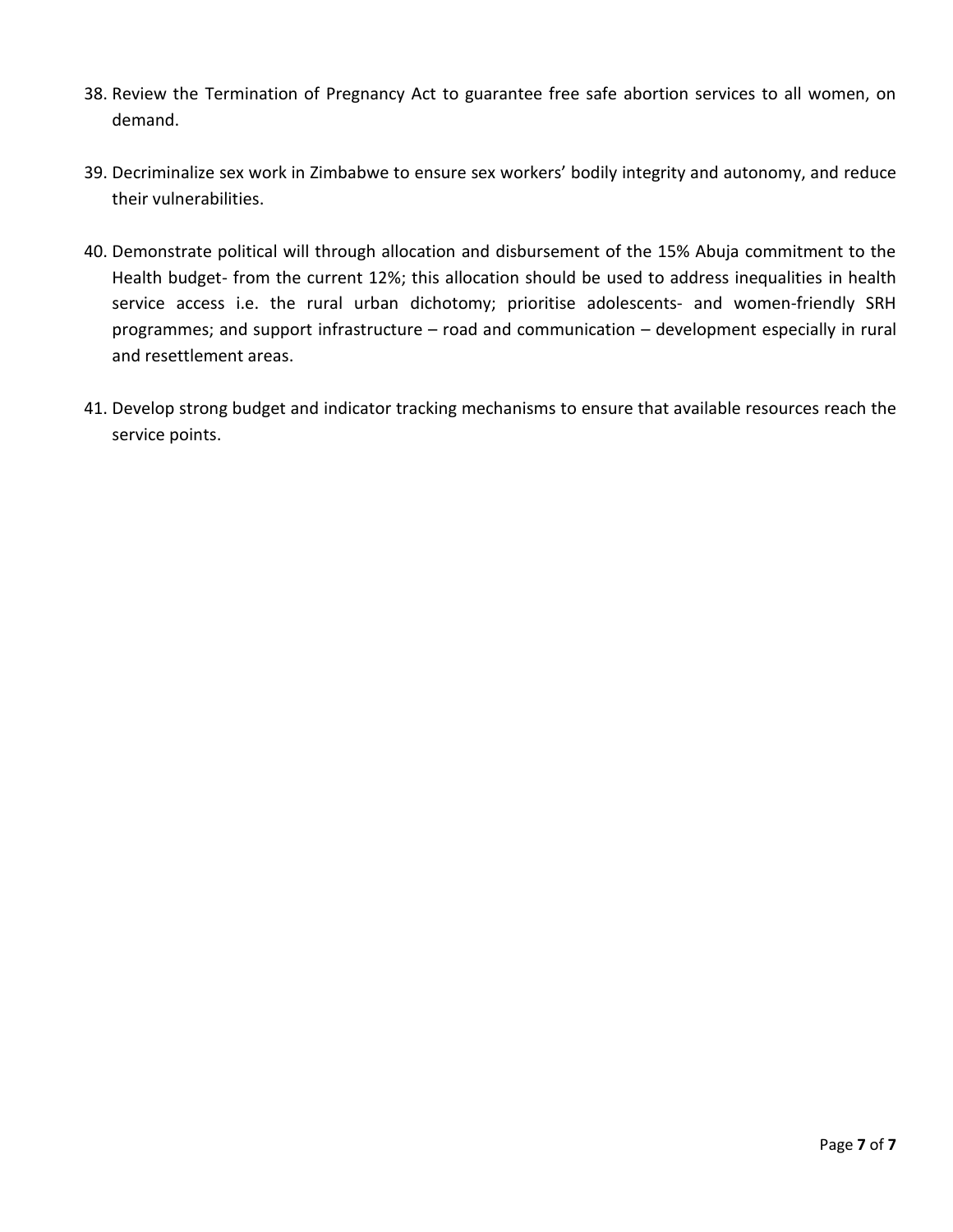38. Review the Termination of Pregnancy Act to guarantee free safe abortion services to all women, on demand.

39. Decriminalize sex work in Zimbabwe to ensure sex workers' bodily integrity and autonomy, and reduce their vulnerabilities.

40. Demonstrate political will through allocation and disbursement of the 15% Abuja commitment to the Health budget- from the current 12%; this allocation should be used to address inequalities in health service access i.e. the rural urban dichotomy; prioritise adolescents- and women-friendly SRH programmes; and support infrastructure – road and communication – development especially in rural and resettlement areas.

41. Develop strong budget and indicator tracking mechanisms to ensure that available resources reach the service points.